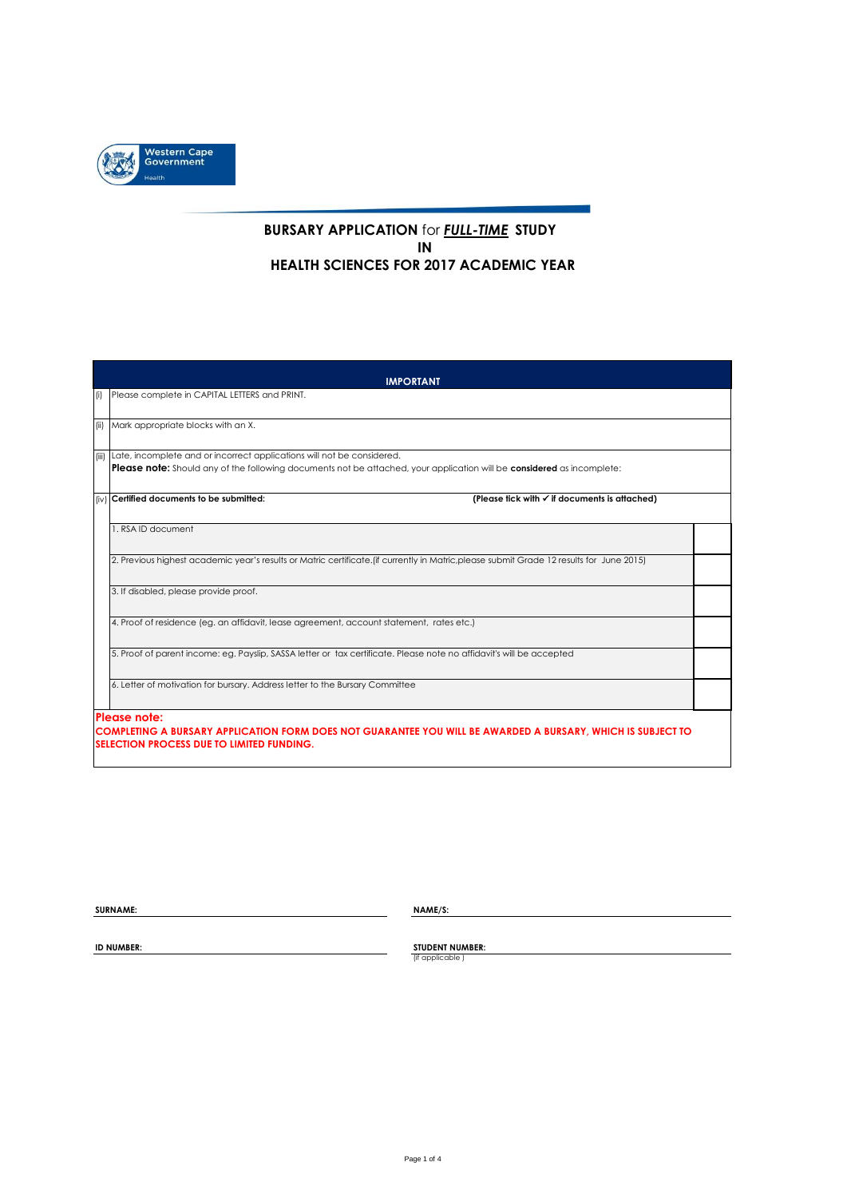Western Cape Government
Health

# BURSARY APPLICATION for ***FULL-TIME*** STUDY IN HEALTH SCIENCES FOR 2017 ACADEMIC YEAR

| | **IMPORTANT** | |
|---|---|---|
| (i) | Please complete in CAPITAL LETTERS and PRINT. | |
| (ii) | Mark appropriate blocks with an X. | |
| (iii) | Late, incomplete and or incorrect applications will not be considered.<br>**Please note:** Should any of the following documents not be attached, your application will be **considered** as incomplete: | |
| (iv) | **Certified documents to be submitted:** | **(Please tick with ✓ if documents is attached)** |
| | 1. RSA ID document | |
| | 2. Previous highest academic year's results or Matric certificate.(if currently in Matric,please submit Grade 12 results for June 2015) | |
| | 3. If disabled, please provide proof. | |
| | 4. Proof of residence (eg. an affidavit, lease agreement, account statement, rates etc.) | |
| | 5. Proof of parent income: eg. Payslip, SASSA letter or tax certificate. Please note no affidavit's will be accepted | |
| | 6. Letter of motivation for bursary. Address letter to the Bursary Committee | |

**Please note:**
**COMPLETING A BURSARY APPLICATION FORM DOES NOT GUARANTEE YOU WILL BE AWARDED A BURSARY, WHICH IS SUBJECT TO SELECTION PROCESS DUE TO LIMITED FUNDING.**

**SURNAME:** ______________________ **NAME/S:** ______________________

**ID NUMBER:** ______________________ **STUDENT NUMBER:** ______________________
(if applicable )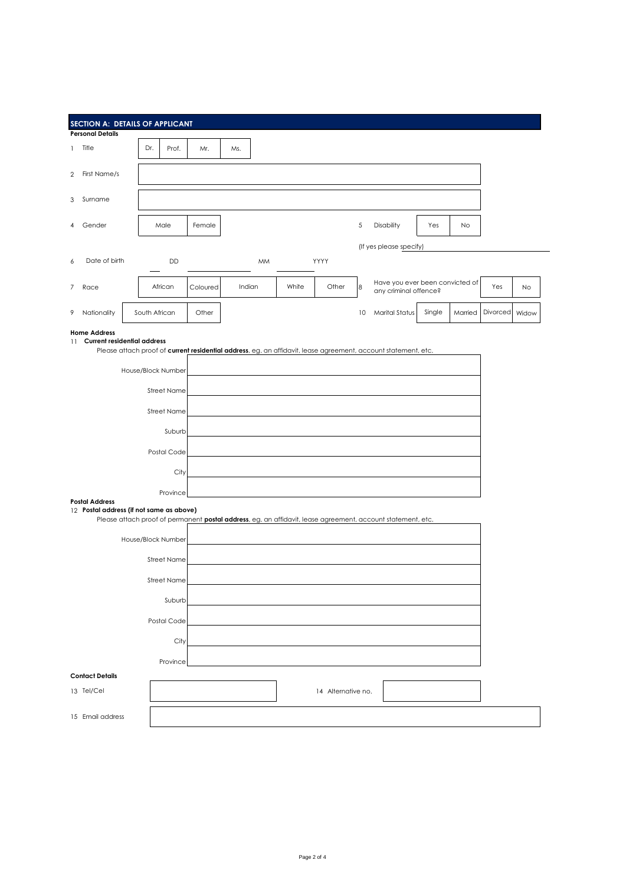## SECTION A: DETAILS OF APPLICANT

**Personal Details**

| | | | | | | | | | | | |
|---|---|---|---|---|---|---|---|---|---|---|---|
| 1 | Title | Dr. | Prof. | Mr. | Ms. | | | | | | |
| 2 | First Name/s | | | | | | | | | | |
| 3 | Surname | | | | | | | | | | |
| 4 | Gender | Male | Female | | | 5 | Disability | Yes | No | | |
| | | | | | | | (If yes please specify) | | | | |
| 6 | Date of birth | DD | MM | YYYY | | | | | | | |
| 7 | Race | African | Coloured | Indian | White | Other | 8 | Have you ever been convicted of any criminal offence? | Yes | No | |
| 9 | Nationality | South African | Other | | | 10 | Marital Status | Single | Married | Divorced | Widow |

**Home Address**

11 **Current residential address**

Please attach proof of **current residential address**, eg. an affidavit, lease agreement, account statement, etc.

| | |
|---|---|
| House/Block Number | |
| Street Name | |
| Street Name | |
| Suburb | |
| Postal Code | |
| City | |
| Province | |

**Postal Address**

12 **Postal address (if not same as above)**

Please attach proof of permanent **postal address**, eg. an affidavit, lease agreement, account statement, etc.

| | |
|---|---|
| House/Block Number | |
| Street Name | |
| Street Name | |
| Suburb | |
| Postal Code | |
| City | |
| Province | |

**Contact Details**

| | | | |
|---|---|---|---|
| 13 Tel/Cel | | 14 Alternative no. | |
| 15 Email address | | | |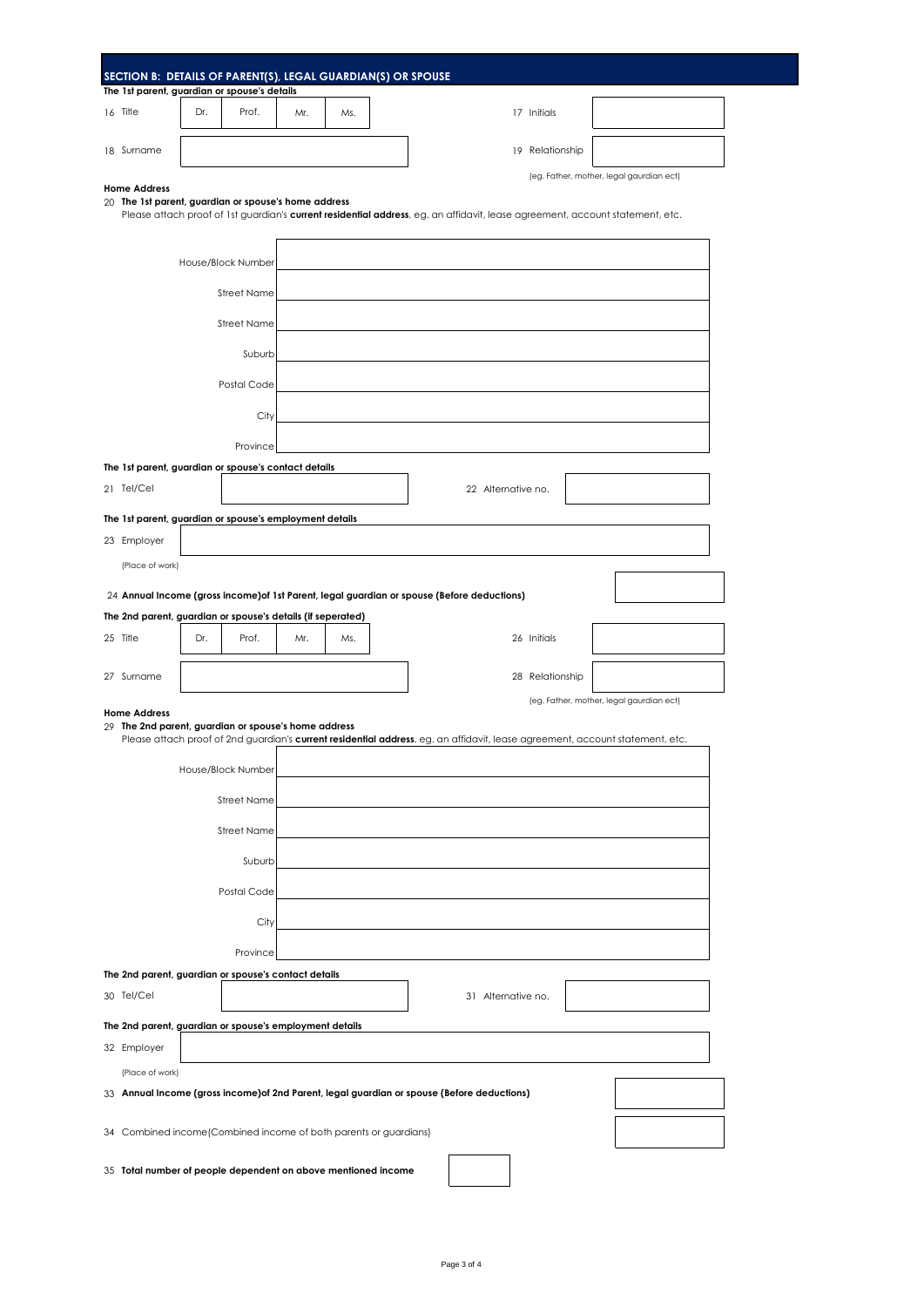## SECTION B: DETAILS OF PARENT(S), LEGAL GUARDIAN(S) OR SPOUSE

**The 1st parent, guardian or spouse's details**

16 Title: Dr. | Prof. | Mr. | Ms.

17 Initials: 

18 Surname: 

19 Relationship: 

(eg. Father, mother, legal gaurdian ect)

**Home Address**

20 **The 1st parent, guardian or spouse's home address**

Please attach proof of 1st guardian's **current residential address**, eg. an affidavit, lease agreement, account statement, etc.

| | |
|---|---|
| House/Block Number | |
| Street Name | |
| Street Name | |
| Suburb | |
| Postal Code | |
| City | |
| Province | |

**The 1st parent, guardian or spouse's contact details**

21 Tel/Cel: 

22 Alternative no.: 

**The 1st parent, guardian or spouse's employment details**

23 Employer: 

(Place of work)

24 **Annual Income (gross income)of 1st Parent, legal guardian or spouse (Before deductions)**

**The 2nd parent, guardian or spouse's details (if seperated)**

25 Title: Dr. | Prof. | Mr. | Ms.

26 Initials: 

27 Surname: 

28 Relationship: 

(eg. Father, mother, legal gaurdian ect)

**Home Address**

29 **The 2nd parent, guardian or spouse's home address**

Please attach proof of 2nd guardian's **current residential address**, eg. an affidavit, lease agreement, account statement, etc.

| | |
|---|---|
| House/Block Number | |
| Street Name | |
| Street Name | |
| Suburb | |
| Postal Code | |
| City | |
| Province | |

**The 2nd parent, guardian or spouse's contact details**

30 Tel/Cel: 

31 Alternative no.: 

**The 2nd parent, guardian or spouse's employment details**

32 Employer: 

(Place of work)

33 **Annual Income (gross income)of 2nd Parent, legal guardian or spouse (Before deductions)**

34 Combined income(Combined income of both parents or guardians)

35 **Total number of people dependent on above mentioned income**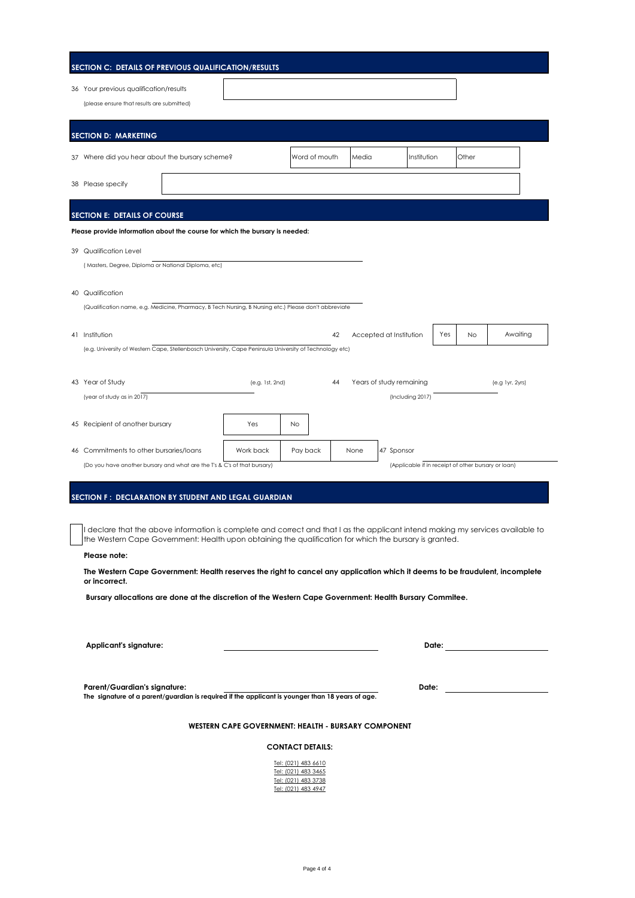## SECTION C: DETAILS OF PREVIOUS QUALIFICATION/RESULTS

36 Your previous qualification/results

(please ensure that results are submitted)

## SECTION D: MARKETING

37 Where did you hear about the bursary scheme?

| Word of mouth | Media | Institution | Other |
|---|---|---|---|

38 Please specify

## SECTION E: DETAILS OF COURSE

**Please provide information about the course for which the bursary is needed:**

39 Qualification Level

( Masters, Degree, Diploma or National Diploma, etc)

40 Qualification

(Qualification name, e.g. Medicine, Pharmacy, B Tech Nursing, B Nursing etc.) Please don't abbreviate

41 Institution

(e.g. University of Western Cape, Stellenbosch University, Cape Peninsula University of Technology etc)

42 Accepted at Institution

| Yes | No | Awaiting |
|---|---|---|

43 Year of Study (e.g. 1st, 2nd)

(year of study as in 2017)

44 Years of study remaining (e.g 1yr, 2yrs)

(Including 2017)

45 Recipient of another bursary

| Yes | No |
|---|---|

46 Commitments to other bursaries/loans

| Work back | Pay back | None |
|---|---|---|

(Do you have another bursary and what are the T's & C's of that bursary)

47 Sponsor

(Applicable if in receipt of other bursary or loan)

## SECTION F : DECLARATION BY STUDENT AND LEGAL GUARDIAN

☐ I declare that the above information is complete and correct and that I as the applicant intend making my services available to the Western Cape Government: Health upon obtaining the qualification for which the bursary is granted.

**Please note:**

**The Western Cape Government: Health reserves the right to cancel any application which it deems to be fraudulent, incomplete or incorrect.**

**Bursary allocations are done at the discretion of the Western Cape Government: Health Bursary Commitee.**

**Applicant's signature:** ______________________ **Date:** ______________

**Parent/Guardian's signature:** ______________________ **Date:** ______________

**The signature of a parent/guardian is required if the applicant is younger than 18 years of age.**

**WESTERN CAPE GOVERNMENT: HEALTH - BURSARY COMPONENT**

**CONTACT DETAILS:**

Tel: (021) 483 6610
Tel: (021) 483 3465
Tel: (021) 483 3738
Tel: (021) 483 4947